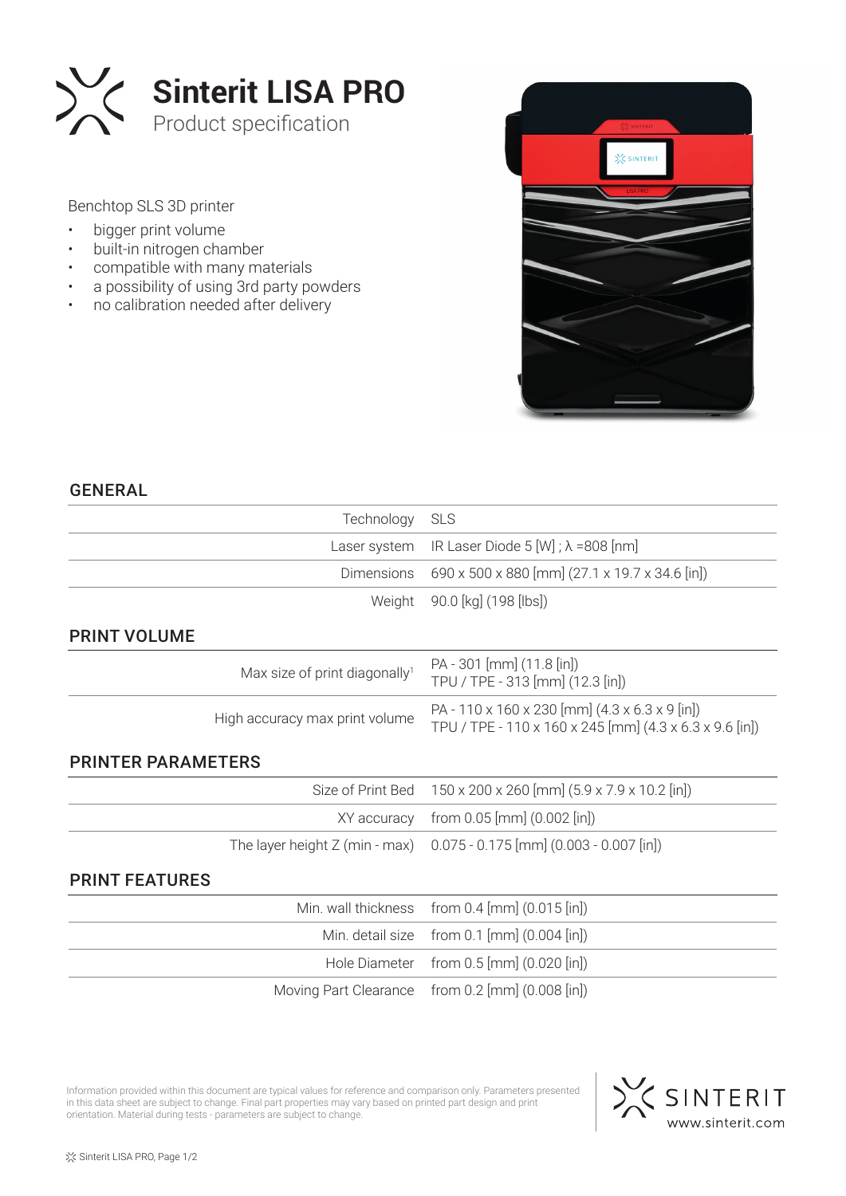# Sinterit LISA PRO

Product specification

Benchtop SLS 3D printer

- bigger print volume
- built-in nitrogen chamber
- compatible with many materials
- a possibility of using 3rd party powders
- no calibration needed after delivery

## GENERAL

| | |
|---|---|
| Technology | SLS |
| Laser system | IR Laser Diode 5 [W] ; λ =808 [nm] |
| Dimensions | 690 x 500 x 880 [mm] (27.1 x 19.7 x 34.6 [in]) |
| Weight | 90.0 [kg] (198 [lbs]) |

## PRINT VOLUME

| | |
|---|---|
| Max size of print diagonally[1] | PA - 301 [mm] (11.8 [in])<br>TPU / TPE - 313 [mm] (12.3 [in]) |
| High accuracy max print volume | PA - 110 x 160 x 230 [mm] (4.3 x 6.3 x 9 [in])<br>TPU / TPE - 110 x 160 x 245 [mm] (4.3 x 6.3 x 9.6 [in]) |

## PRINTER PARAMETERS

| | |
|---|---|
| Size of Print Bed | 150 x 200 x 260 [mm] (5.9 x 7.9 x 10.2 [in]) |
| XY accuracy | from 0.05 [mm] (0.002 [in]) |
| The layer height Z (min - max) | 0.075 - 0.175 [mm] (0.003 - 0.007 [in]) |

## PRINT FEATURES

| | |
|---|---|
| Min. wall thickness | from 0.4 [mm] (0.015 [in]) |
| Min. detail size | from 0.1 [mm] (0.004 [in]) |
| Hole Diameter | from 0.5 [mm] (0.020 [in]) |
| Moving Part Clearance | from 0.2 [mm] (0.008 [in]) |

Information provided within this document are typical values for reference and comparison only. Parameters presented in this data sheet are subject to change. Final part properties may vary based on printed part design and print orientation. Material during tests - parameters are subject to change.

SINTERIT
www.sinterit.com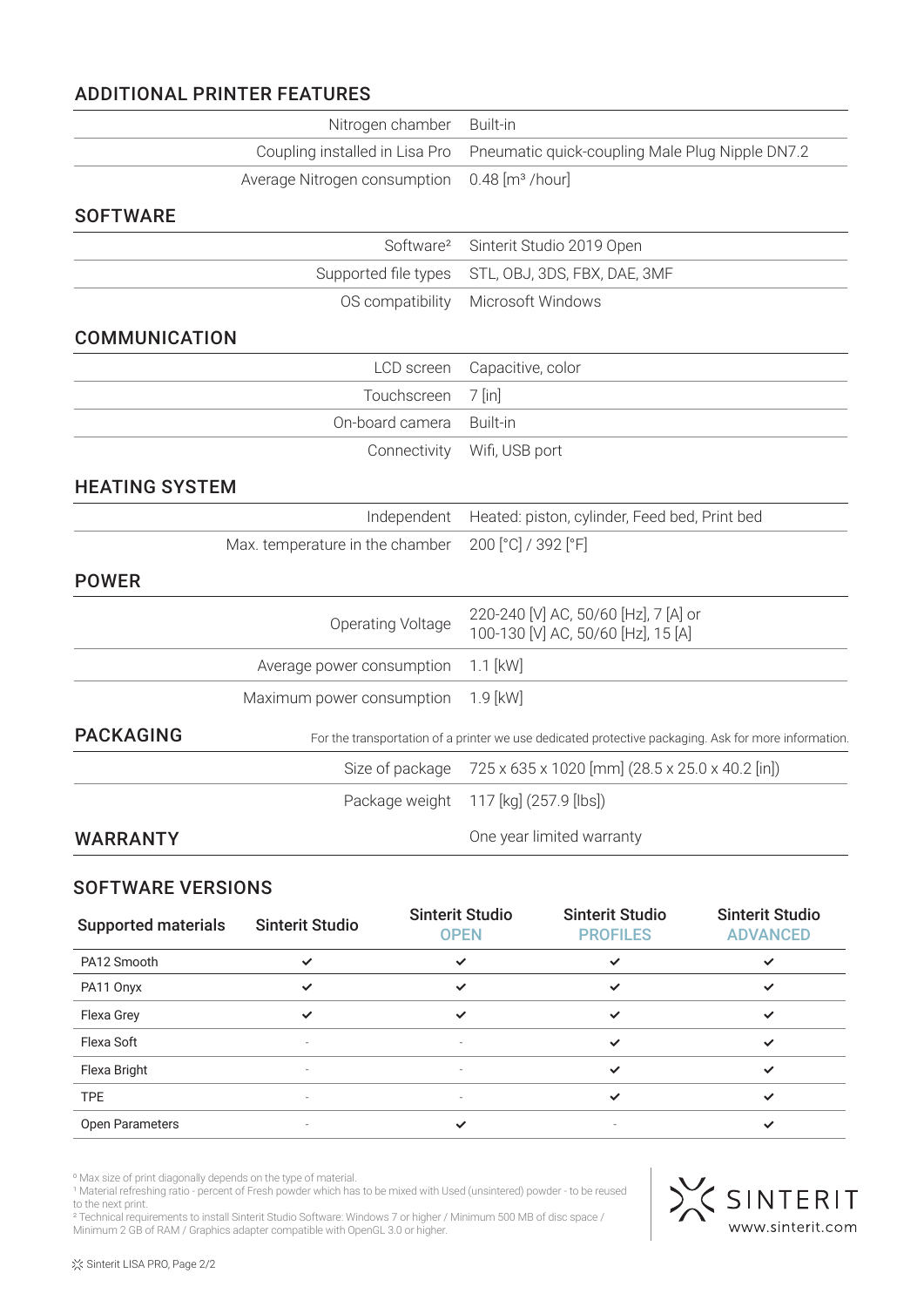## ADDITIONAL PRINTER FEATURES

| | |
|---|---|
| Nitrogen chamber | Built-in |
| Coupling installed in Lisa Pro | Pneumatic quick-coupling Male Plug Nipple DN7.2 |
| Average Nitrogen consumption | 0.48 [m³ /hour] |

## SOFTWARE

| | |
|---|---|
| Software[2] | Sinterit Studio 2019 Open |
| Supported file types | STL, OBJ, 3DS, FBX, DAE, 3MF |
| OS compatibility | Microsoft Windows |

## COMMUNICATION

| | |
|---|---|
| LCD screen | Capacitive, color |
| Touchscreen | 7 [in] |
| On-board camera | Built-in |
| Connectivity | Wifi, USB port |

## HEATING SYSTEM

| | |
|---|---|
| Independent | Heated: piston, cylinder, Feed bed, Print bed |
| Max. temperature in the chamber | 200 [°C] / 392 [°F] |

## POWER

| | |
|---|---|
| Operating Voltage | 220-240 [V] AC, 50/60 [Hz], 7 [A] or 100-130 [V] AC, 50/60 [Hz], 15 [A] |
| Average power consumption | 1.1 [kW] |
| Maximum power consumption | 1.9 [kW] |

## PACKAGING

For the transportation of a printer we use dedicated protective packaging. Ask for more information.

| | |
|---|---|
| Size of package | 725 x 635 x 1020 [mm] (28.5 x 25.0 x 40.2 [in]) |
| Package weight | 117 [kg] (257.9 [lbs]) |

## WARRANTY

One year limited warranty

## SOFTWARE VERSIONS

| Supported materials | Sinterit Studio | Sinterit Studio OPEN | Sinterit Studio PROFILES | Sinterit Studio ADVANCED |
|---|---|---|---|---|
| PA12 Smooth | ✔ | ✔ | ✔ | ✔ |
| PA11 Onyx | ✔ | ✔ | ✔ | ✔ |
| Flexa Grey | ✔ | ✔ | ✔ | ✔ |
| Flexa Soft | - | - | ✔ | ✔ |
| Flexa Bright | - | - | ✔ | ✔ |
| TPE | - | - | ✔ | ✔ |
| Open Parameters | - | ✔ | - | ✔ |

[0] Max size of print diagonally depends on the type of material.
[1] Material refreshing ratio - percent of Fresh powder which has to be mixed with Used (unsintered) powder - to be reused to the next print.
[2] Technical requirements to install Sinterit Studio Software: Windows 7 or higher / Minimum 500 MB of disc space / Minimum 2 GB of RAM / Graphics adapter compatible with OpenGL 3.0 or higher.

SINTERIT
www.sinterit.com